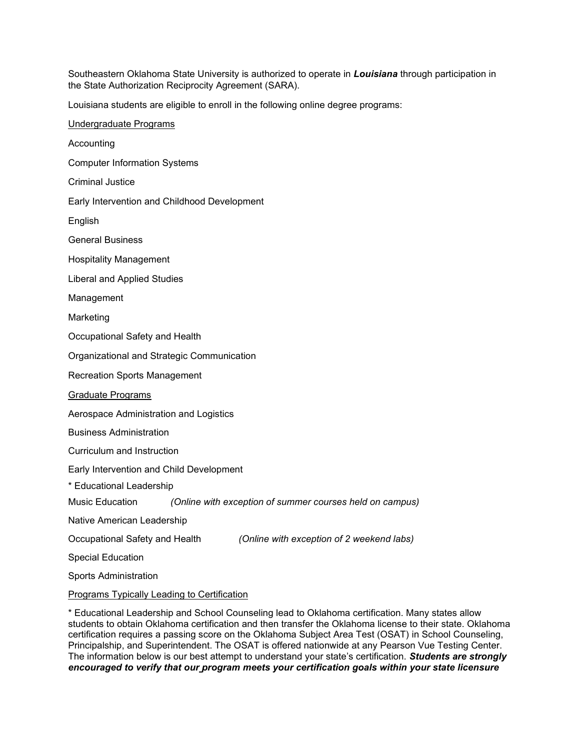Southeastern Oklahoma State University is authorized to operate in ***Louisiana*** through participation in the State Authorization Reciprocity Agreement (SARA).

Louisiana students are eligible to enroll in the following online degree programs:

<u>Undergraduate Programs</u>

Accounting

Computer Information Systems

Criminal Justice

Early Intervention and Childhood Development

English

General Business

Hospitality Management

Liberal and Applied Studies

Management

Marketing

Occupational Safety and Health

Organizational and Strategic Communication

Recreation Sports Management

<u>Graduate Programs</u>

Aerospace Administration and Logistics

Business Administration

Curriculum and Instruction

Early Intervention and Child Development

* Educational Leadership

Music Education *(Online with exception of summer courses held on campus)*

Native American Leadership

Occupational Safety and Health *(Online with exception of 2 weekend labs)*

Special Education

Sports Administration

<u>Programs Typically Leading to Certification</u>

* Educational Leadership and School Counseling lead to Oklahoma certification. Many states allow students to obtain Oklahoma certification and then transfer the Oklahoma license to their state. Oklahoma certification requires a passing score on the Oklahoma Subject Area Test (OSAT) in School Counseling, Principalship, and Superintendent. The OSAT is offered nationwide at any Pearson Vue Testing Center. The information below is our best attempt to understand your state's certification. ***Students are strongly encouraged to verify that our program meets your certification goals within your state licensure***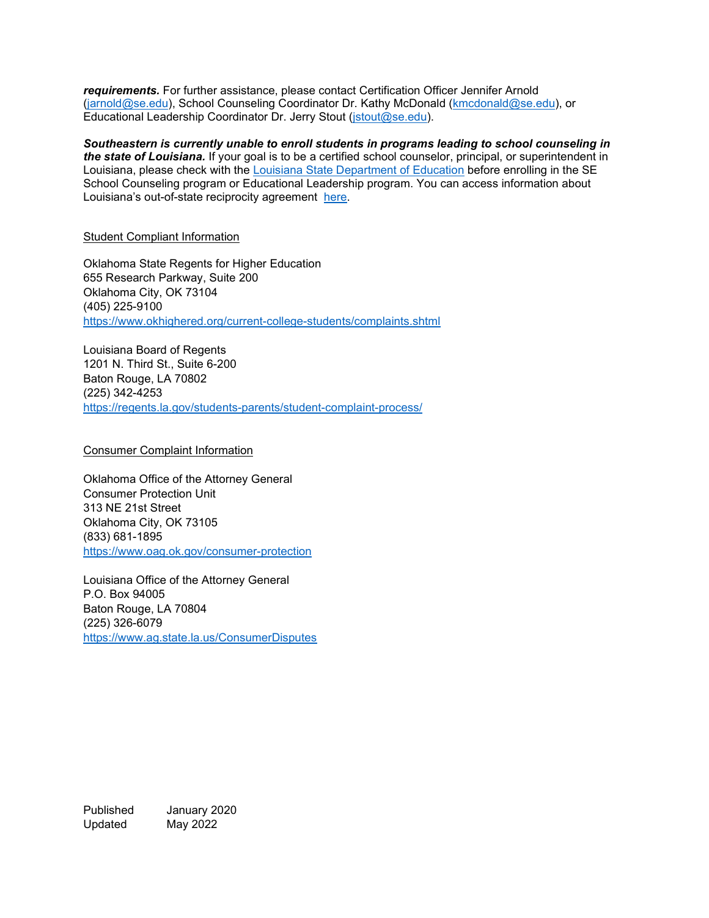***requirements.*** For further assistance, please contact Certification Officer Jennifer Arnold (jarnold@se.edu), School Counseling Coordinator Dr. Kathy McDonald (kmcdonald@se.edu), or Educational Leadership Coordinator Dr. Jerry Stout (jstout@se.edu).

***Southeastern is currently unable to enroll students in programs leading to school counseling in the state of Louisiana.*** If your goal is to be a certified school counselor, principal, or superintendent in Louisiana, please check with the Louisiana State Department of Education before enrolling in the SE School Counseling program or Educational Leadership program. You can access information about Louisiana's out-of-state reciprocity agreement here.

Student Compliant Information

Oklahoma State Regents for Higher Education
655 Research Parkway, Suite 200
Oklahoma City, OK 73104
(405) 225-9100
https://www.okhighered.org/current-college-students/complaints.shtml

Louisiana Board of Regents
1201 N. Third St., Suite 6-200
Baton Rouge, LA 70802
(225) 342-4253
https://regents.la.gov/students-parents/student-complaint-process/

Consumer Complaint Information

Oklahoma Office of the Attorney General
Consumer Protection Unit
313 NE 21st Street
Oklahoma City, OK 73105
(833) 681-1895
https://www.oag.ok.gov/consumer-protection

Louisiana Office of the Attorney General
P.O. Box 94005
Baton Rouge, LA 70804
(225) 326-6079
https://www.ag.state.la.us/ConsumerDisputes

| | |
|---|---|
| Published | January 2020 |
| Updated | May 2022 |